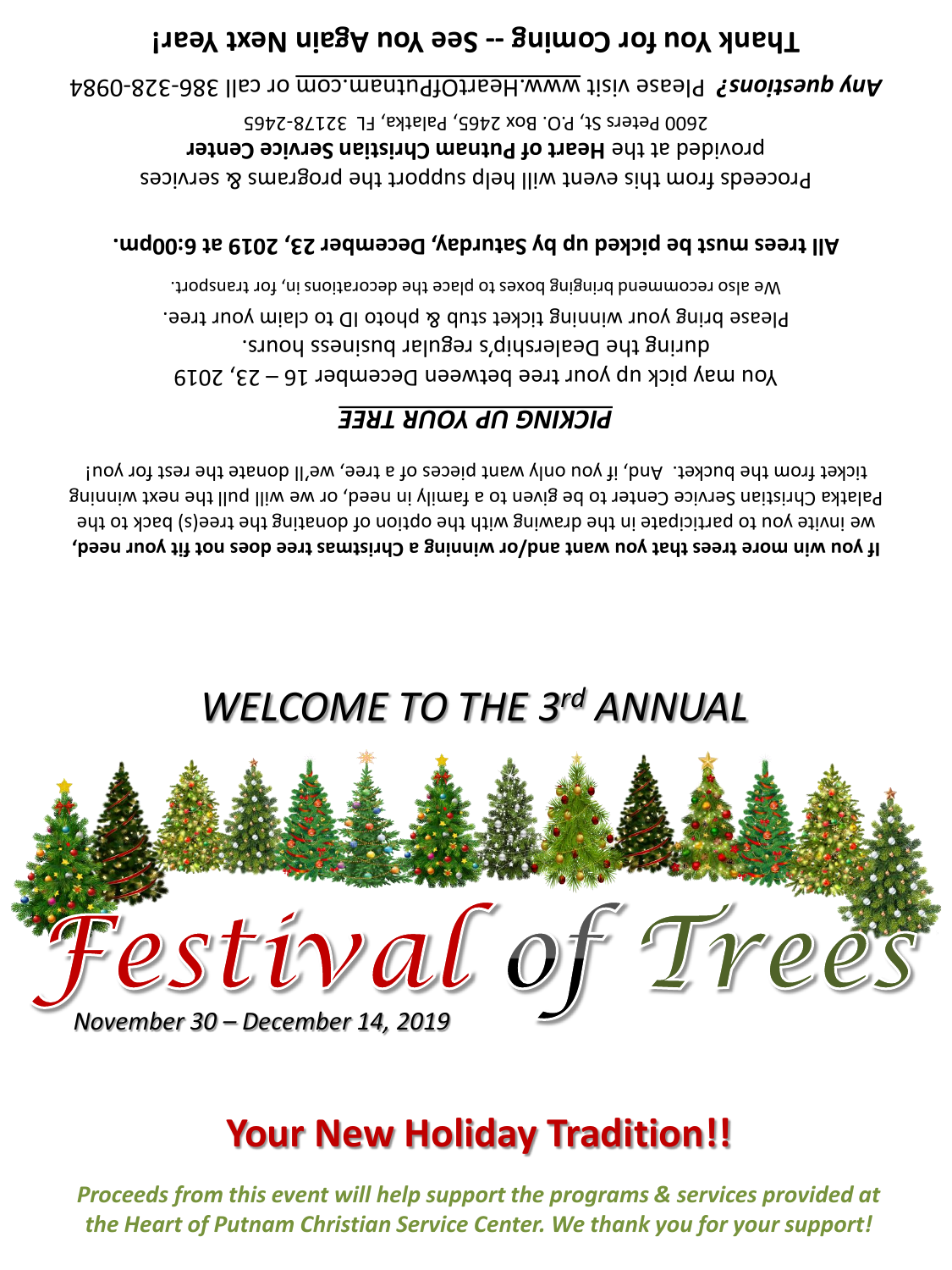**Thank You for Coming -- See You Again Next Year!**

***Any questions?*** Please visit www.HeartOfPutnam.com or call 386-328-0984

Proceeds from this event will help support the programs & services provided at the **Heart of Putnam Christian Service Center**
2600 Peters St, P.O. Box 2465, Palatka, FL 32178-2465

**All trees must be picked up by Saturday, December 23, 2019 at 6:00pm.**

We also recommend bringing boxes to place the decorations in, for transport.

Please bring your winning ticket stub & photo ID to claim your tree.

You may pick up your tree between December 16 – 23, 2019 during the Dealership's regular business hours.

***PICKING UP YOUR TREE***

**If you win more trees that you want and/or winning a Christmas tree does not fit your need,** we invite you to participate in the drawing with the option of donating the tree(s) back to the Palatka Christian Service Center to be given to a family in need, or we will pull the next winning ticket from the bucket. And, if you only want pieces of a tree, we'll donate the rest for you!

*WELCOME TO THE 3rd ANNUAL*

# *Festival of Trees*

*November 30 – December 14, 2019*

## Your New Holiday Tradition!!

***Proceeds from this event will help support the programs & services provided at the Heart of Putnam Christian Service Center. We thank you for your support!***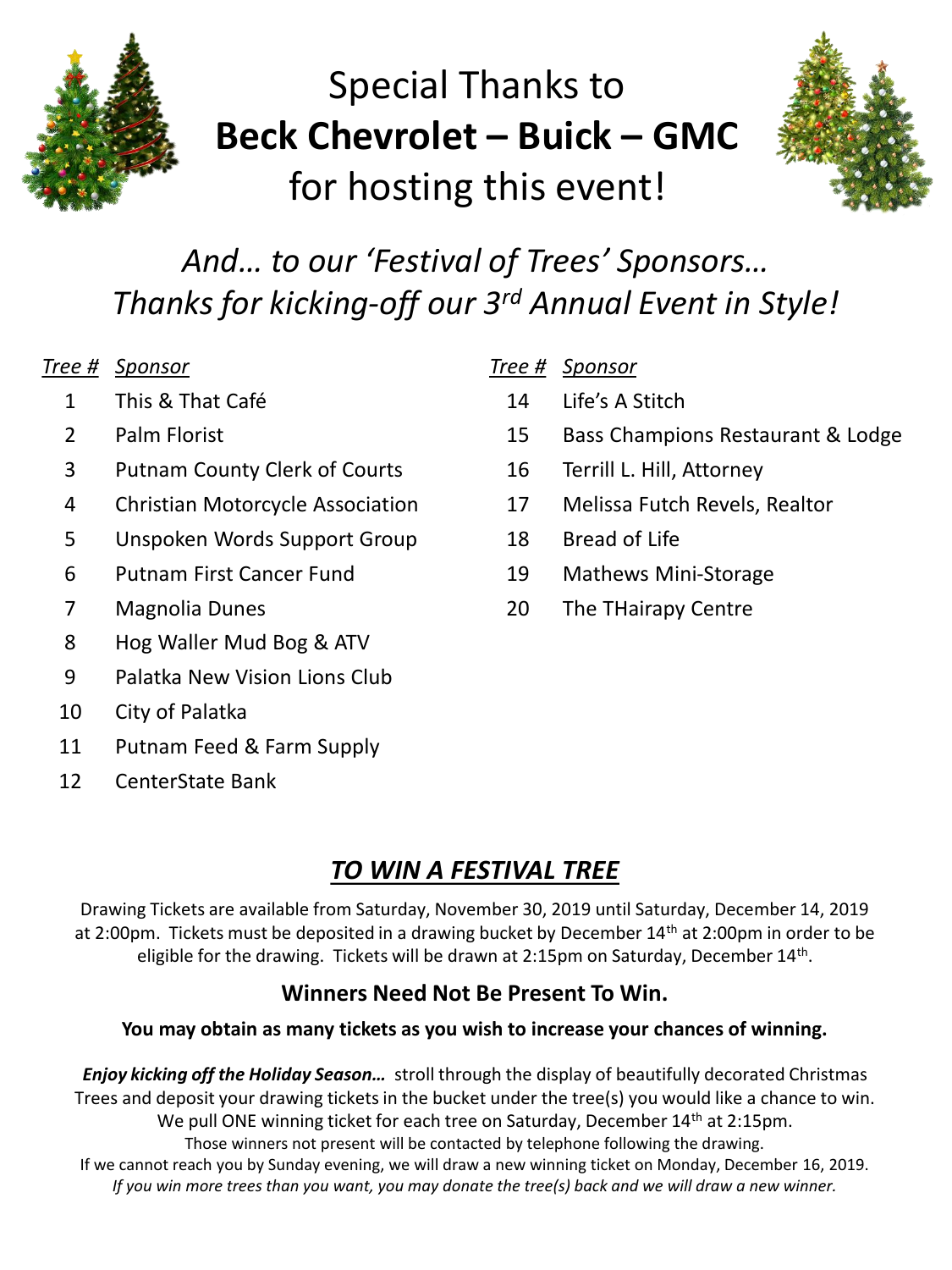# Special Thanks to **Beck Chevrolet – Buick – GMC** for hosting this event!

## *And… to our 'Festival of Trees' Sponsors… Thanks for kicking-off our 3rd Annual Event in Style!*

| *Tree #* | *Sponsor* |
|---|---|
| 1 | This & That Café |
| 2 | Palm Florist |
| 3 | Putnam County Clerk of Courts |
| 4 | Christian Motorcycle Association |
| 5 | Unspoken Words Support Group |
| 6 | Putnam First Cancer Fund |
| 7 | Magnolia Dunes |
| 8 | Hog Waller Mud Bog & ATV |
| 9 | Palatka New Vision Lions Club |
| 10 | City of Palatka |
| 11 | Putnam Feed & Farm Supply |
| 12 | CenterState Bank |
| 14 | Life's A Stitch |
| 15 | Bass Champions Restaurant & Lodge |
| 16 | Terrill L. Hill, Attorney |
| 17 | Melissa Futch Revels, Realtor |
| 18 | Bread of Life |
| 19 | Mathews Mini-Storage |
| 20 | The THairapy Centre |

## *TO WIN A FESTIVAL TREE*

Drawing Tickets are available from Saturday, November 30, 2019 until Saturday, December 14, 2019 at 2:00pm. Tickets must be deposited in a drawing bucket by December 14th at 2:00pm in order to be eligible for the drawing. Tickets will be drawn at 2:15pm on Saturday, December 14th.

### Winners Need Not Be Present To Win.

**You may obtain as many tickets as you wish to increase your chances of winning.**

***Enjoy kicking off the Holiday Season…*** stroll through the display of beautifully decorated Christmas Trees and deposit your drawing tickets in the bucket under the tree(s) you would like a chance to win. We pull ONE winning ticket for each tree on Saturday, December 14th at 2:15pm.

Those winners not present will be contacted by telephone following the drawing.

If we cannot reach you by Sunday evening, we will draw a new winning ticket on Monday, December 16, 2019.

*If you win more trees than you want, you may donate the tree(s) back and we will draw a new winner.*